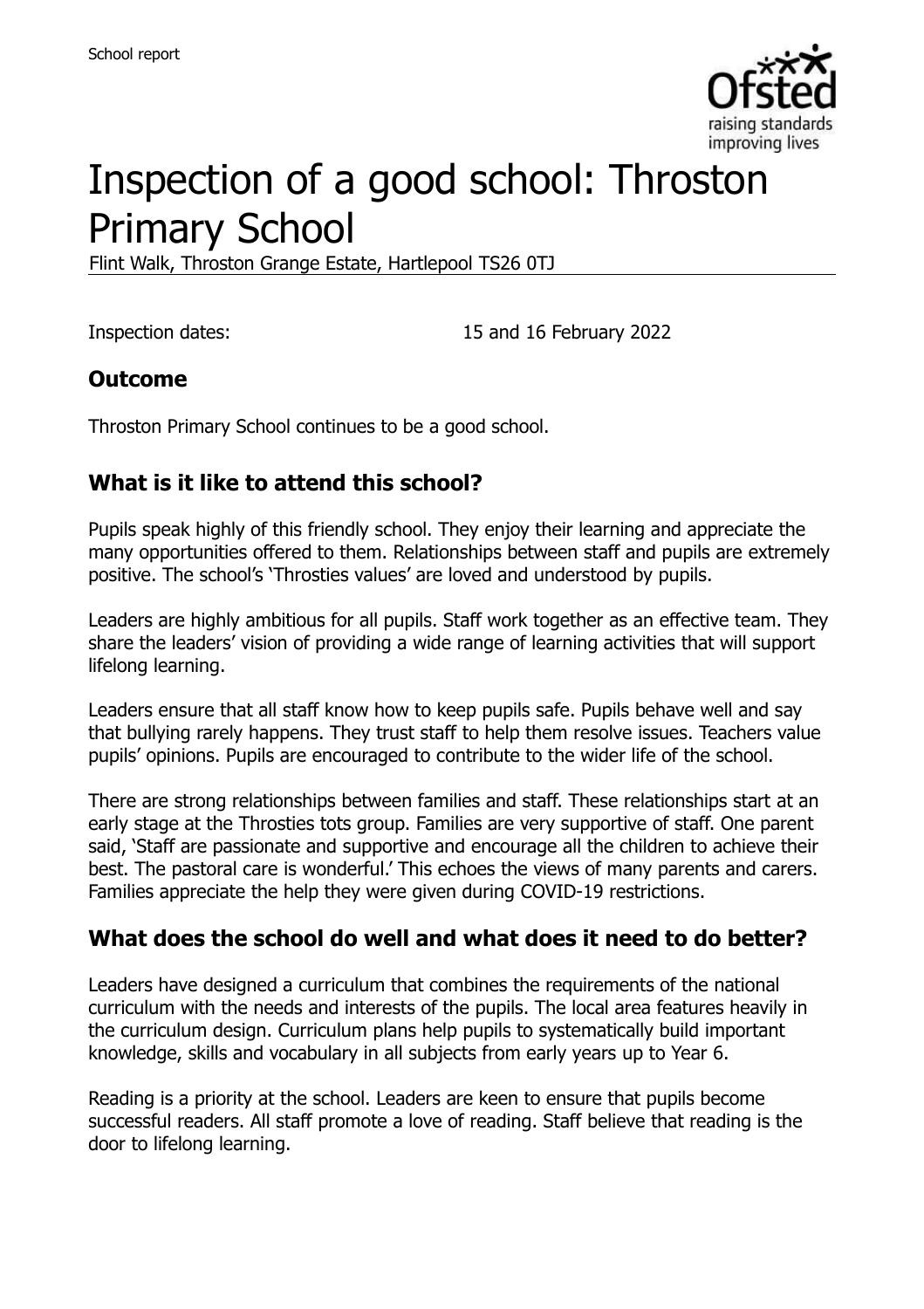School report

# Inspection of a good school: Throston Primary School

Flint Walk, Throston Grange Estate, Hartlepool TS26 0TJ

Inspection dates: 15 and 16 February 2022

## Outcome

Throston Primary School continues to be a good school.

## What is it like to attend this school?

Pupils speak highly of this friendly school. They enjoy their learning and appreciate the many opportunities offered to them. Relationships between staff and pupils are extremely positive. The school's 'Throsties values' are loved and understood by pupils.

Leaders are highly ambitious for all pupils. Staff work together as an effective team. They share the leaders' vision of providing a wide range of learning activities that will support lifelong learning.

Leaders ensure that all staff know how to keep pupils safe. Pupils behave well and say that bullying rarely happens. They trust staff to help them resolve issues. Teachers value pupils' opinions. Pupils are encouraged to contribute to the wider life of the school.

There are strong relationships between families and staff. These relationships start at an early stage at the Throsties tots group. Families are very supportive of staff. One parent said, 'Staff are passionate and supportive and encourage all the children to achieve their best. The pastoral care is wonderful.' This echoes the views of many parents and carers. Families appreciate the help they were given during COVID-19 restrictions.

## What does the school do well and what does it need to do better?

Leaders have designed a curriculum that combines the requirements of the national curriculum with the needs and interests of the pupils. The local area features heavily in the curriculum design. Curriculum plans help pupils to systematically build important knowledge, skills and vocabulary in all subjects from early years up to Year 6.

Reading is a priority at the school. Leaders are keen to ensure that pupils become successful readers. All staff promote a love of reading. Staff believe that reading is the door to lifelong learning.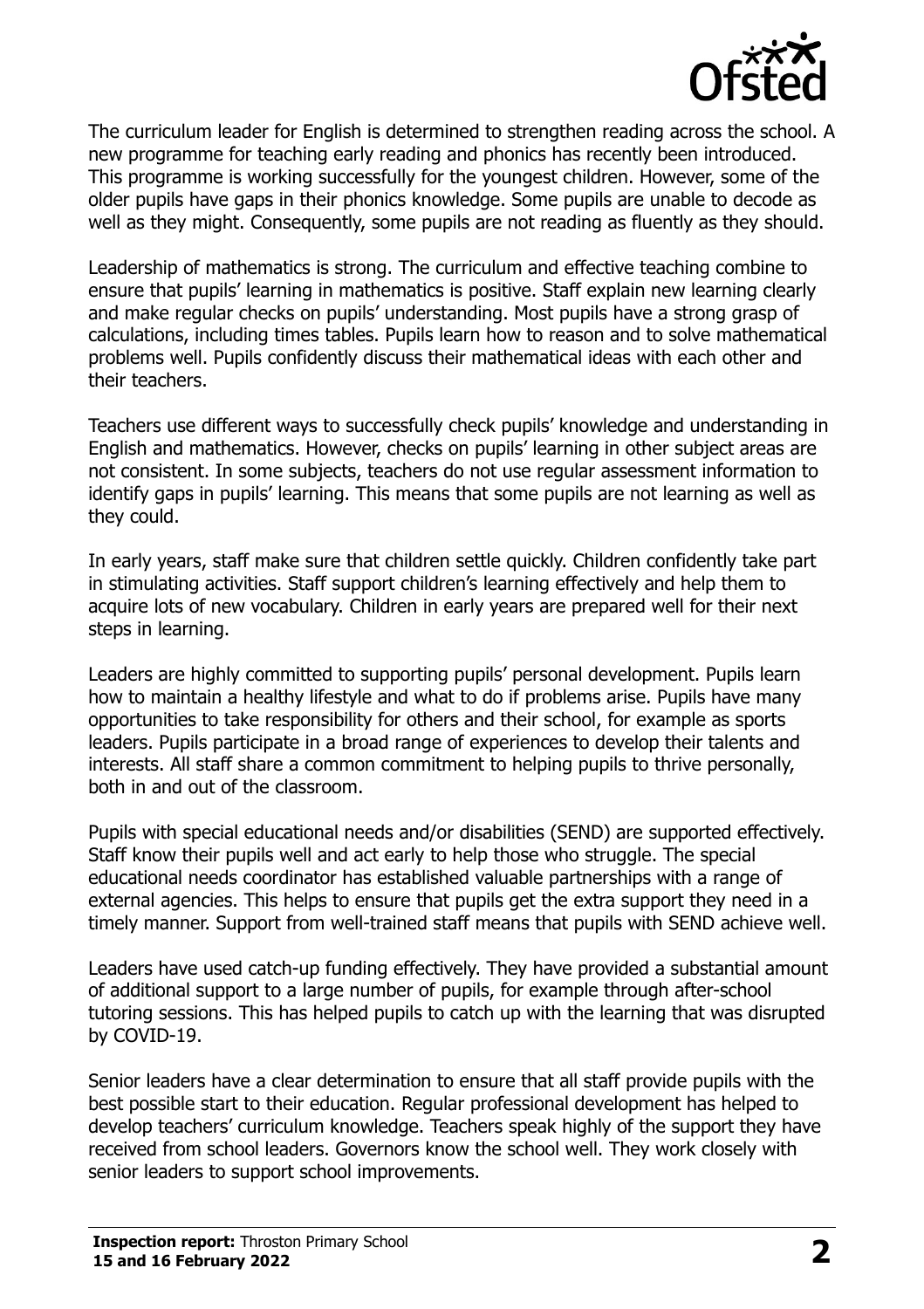The curriculum leader for English is determined to strengthen reading across the school. A new programme for teaching early reading and phonics has recently been introduced. This programme is working successfully for the youngest children. However, some of the older pupils have gaps in their phonics knowledge. Some pupils are unable to decode as well as they might. Consequently, some pupils are not reading as fluently as they should.

Leadership of mathematics is strong. The curriculum and effective teaching combine to ensure that pupils' learning in mathematics is positive. Staff explain new learning clearly and make regular checks on pupils' understanding. Most pupils have a strong grasp of calculations, including times tables. Pupils learn how to reason and to solve mathematical problems well. Pupils confidently discuss their mathematical ideas with each other and their teachers.

Teachers use different ways to successfully check pupils' knowledge and understanding in English and mathematics. However, checks on pupils' learning in other subject areas are not consistent. In some subjects, teachers do not use regular assessment information to identify gaps in pupils' learning. This means that some pupils are not learning as well as they could.

In early years, staff make sure that children settle quickly. Children confidently take part in stimulating activities. Staff support children's learning effectively and help them to acquire lots of new vocabulary. Children in early years are prepared well for their next steps in learning.

Leaders are highly committed to supporting pupils' personal development. Pupils learn how to maintain a healthy lifestyle and what to do if problems arise. Pupils have many opportunities to take responsibility for others and their school, for example as sports leaders. Pupils participate in a broad range of experiences to develop their talents and interests. All staff share a common commitment to helping pupils to thrive personally, both in and out of the classroom.

Pupils with special educational needs and/or disabilities (SEND) are supported effectively. Staff know their pupils well and act early to help those who struggle. The special educational needs coordinator has established valuable partnerships with a range of external agencies. This helps to ensure that pupils get the extra support they need in a timely manner. Support from well-trained staff means that pupils with SEND achieve well.

Leaders have used catch-up funding effectively. They have provided a substantial amount of additional support to a large number of pupils, for example through after-school tutoring sessions. This has helped pupils to catch up with the learning that was disrupted by COVID-19.

Senior leaders have a clear determination to ensure that all staff provide pupils with the best possible start to their education. Regular professional development has helped to develop teachers' curriculum knowledge. Teachers speak highly of the support they have received from school leaders. Governors know the school well. They work closely with senior leaders to support school improvements.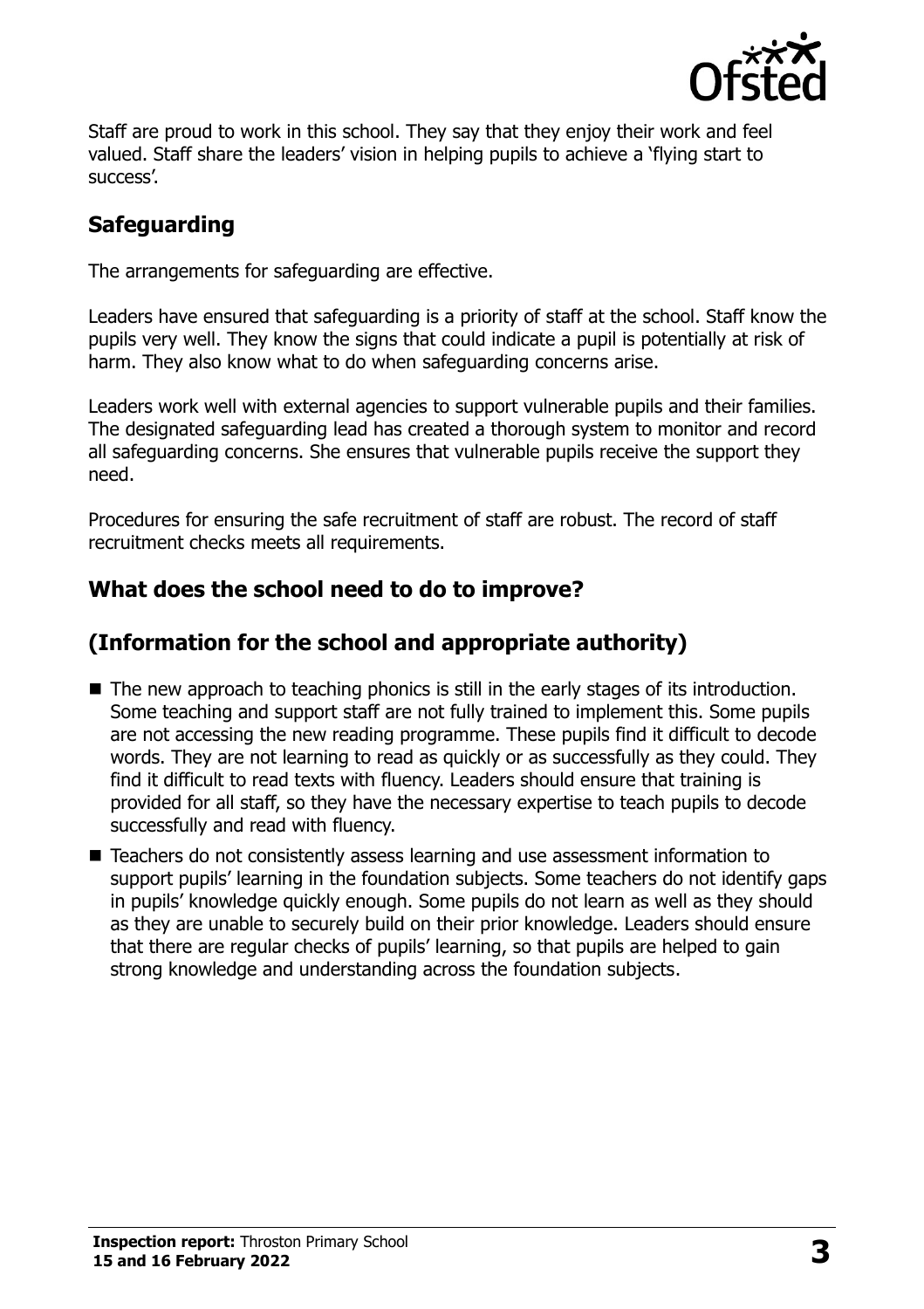Staff are proud to work in this school. They say that they enjoy their work and feel valued. Staff share the leaders' vision in helping pupils to achieve a 'flying start to success'.

## Safeguarding

The arrangements for safeguarding are effective.

Leaders have ensured that safeguarding is a priority of staff at the school. Staff know the pupils very well. They know the signs that could indicate a pupil is potentially at risk of harm. They also know what to do when safeguarding concerns arise.

Leaders work well with external agencies to support vulnerable pupils and their families. The designated safeguarding lead has created a thorough system to monitor and record all safeguarding concerns. She ensures that vulnerable pupils receive the support they need.

Procedures for ensuring the safe recruitment of staff are robust. The record of staff recruitment checks meets all requirements.

## What does the school need to do to improve?

## (Information for the school and appropriate authority)

- The new approach to teaching phonics is still in the early stages of its introduction. Some teaching and support staff are not fully trained to implement this. Some pupils are not accessing the new reading programme. These pupils find it difficult to decode words. They are not learning to read as quickly or as successfully as they could. They find it difficult to read texts with fluency. Leaders should ensure that training is provided for all staff, so they have the necessary expertise to teach pupils to decode successfully and read with fluency.
- Teachers do not consistently assess learning and use assessment information to support pupils' learning in the foundation subjects. Some teachers do not identify gaps in pupils' knowledge quickly enough. Some pupils do not learn as well as they should as they are unable to securely build on their prior knowledge. Leaders should ensure that there are regular checks of pupils' learning, so that pupils are helped to gain strong knowledge and understanding across the foundation subjects.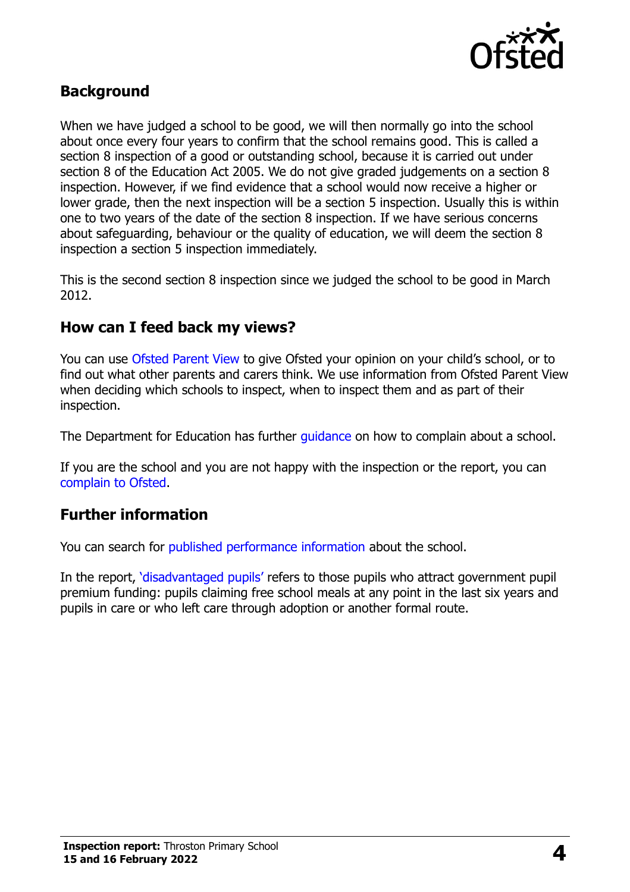## Background

When we have judged a school to be good, we will then normally go into the school about once every four years to confirm that the school remains good. This is called a section 8 inspection of a good or outstanding school, because it is carried out under section 8 of the Education Act 2005. We do not give graded judgements on a section 8 inspection. However, if we find evidence that a school would now receive a higher or lower grade, then the next inspection will be a section 5 inspection. Usually this is within one to two years of the date of the section 8 inspection. If we have serious concerns about safeguarding, behaviour or the quality of education, we will deem the section 8 inspection a section 5 inspection immediately.

This is the second section 8 inspection since we judged the school to be good in March 2012.

## How can I feed back my views?

You can use Ofsted Parent View to give Ofsted your opinion on your child's school, or to find out what other parents and carers think. We use information from Ofsted Parent View when deciding which schools to inspect, when to inspect them and as part of their inspection.

The Department for Education has further guidance on how to complain about a school.

If you are the school and you are not happy with the inspection or the report, you can complain to Ofsted.

## Further information

You can search for published performance information about the school.

In the report, 'disadvantaged pupils' refers to those pupils who attract government pupil premium funding: pupils claiming free school meals at any point in the last six years and pupils in care or who left care through adoption or another formal route.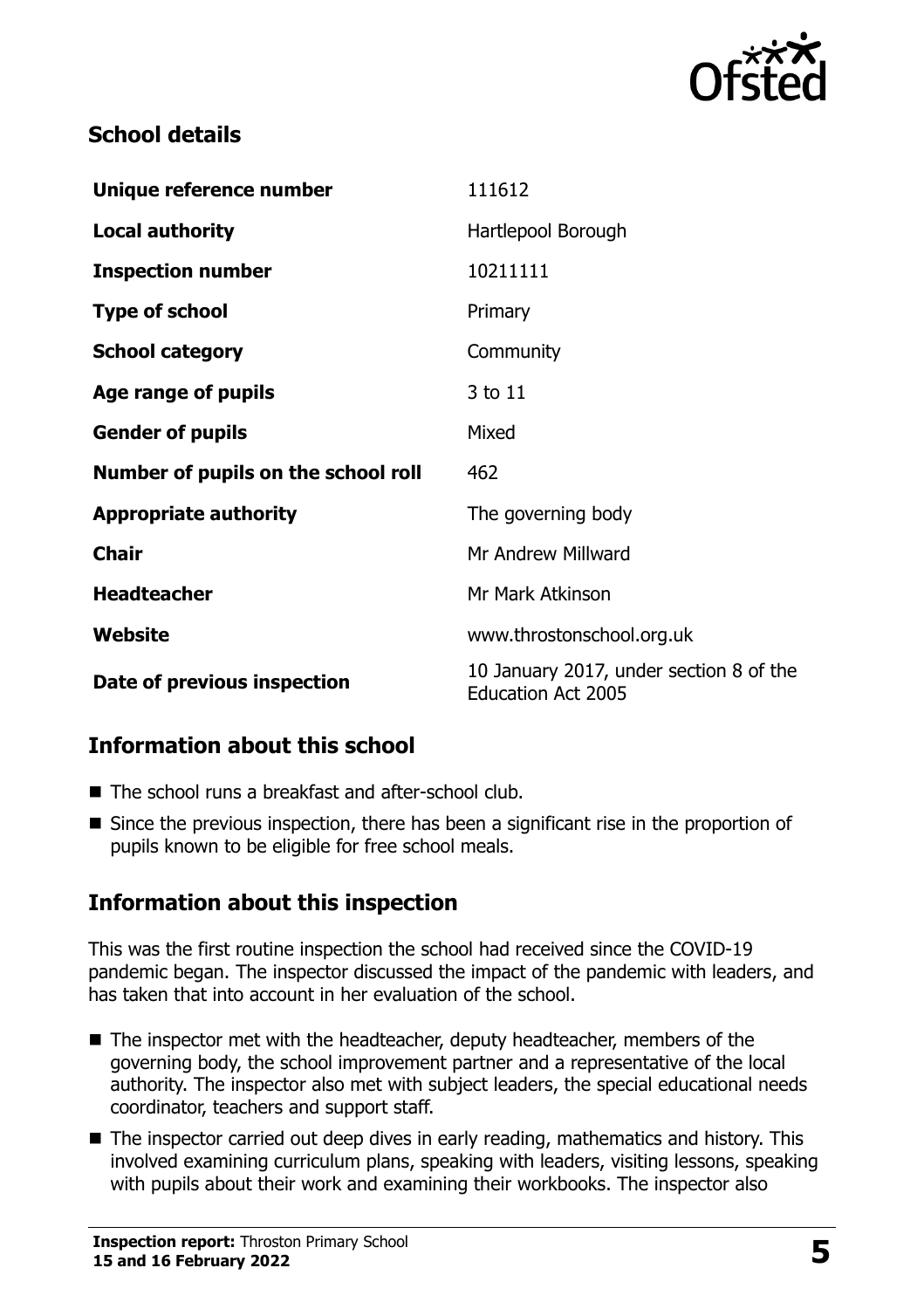## School details

| | |
|---|---|
| **Unique reference number** | 111612 |
| **Local authority** | Hartlepool Borough |
| **Inspection number** | 10211111 |
| **Type of school** | Primary |
| **School category** | Community |
| **Age range of pupils** | 3 to 11 |
| **Gender of pupils** | Mixed |
| **Number of pupils on the school roll** | 462 |
| **Appropriate authority** | The governing body |
| **Chair** | Mr Andrew Millward |
| **Headteacher** | Mr Mark Atkinson |
| **Website** | www.throstonschool.org.uk |
| **Date of previous inspection** | 10 January 2017, under section 8 of the Education Act 2005 |

## Information about this school

- The school runs a breakfast and after-school club.
- Since the previous inspection, there has been a significant rise in the proportion of pupils known to be eligible for free school meals.

## Information about this inspection

This was the first routine inspection the school had received since the COVID-19 pandemic began. The inspector discussed the impact of the pandemic with leaders, and has taken that into account in her evaluation of the school.

- The inspector met with the headteacher, deputy headteacher, members of the governing body, the school improvement partner and a representative of the local authority. The inspector also met with subject leaders, the special educational needs coordinator, teachers and support staff.
- The inspector carried out deep dives in early reading, mathematics and history. This involved examining curriculum plans, speaking with leaders, visiting lessons, speaking with pupils about their work and examining their workbooks. The inspector also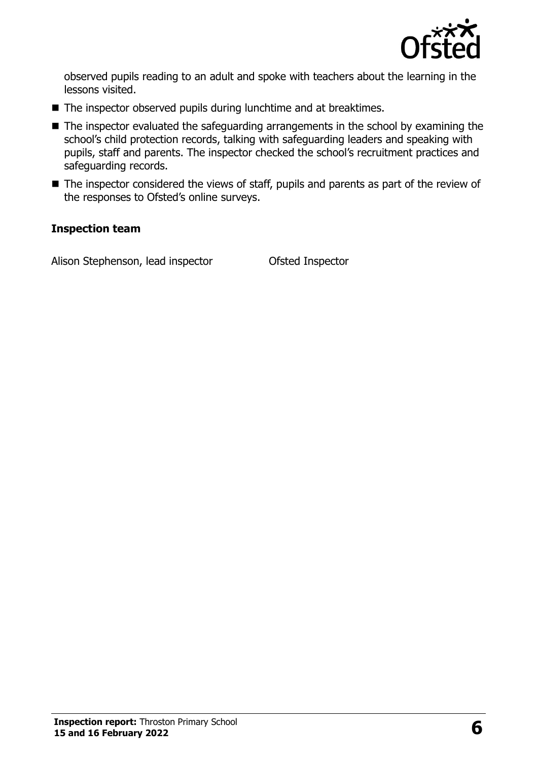observed pupils reading to an adult and spoke with teachers about the learning in the lessons visited.

- The inspector observed pupils during lunchtime and at breaktimes.
- The inspector evaluated the safeguarding arrangements in the school by examining the school's child protection records, talking with safeguarding leaders and speaking with pupils, staff and parents. The inspector checked the school's recruitment practices and safeguarding records.
- The inspector considered the views of staff, pupils and parents as part of the review of the responses to Ofsted's online surveys.

### Inspection team

| | |
|---|---|
| Alison Stephenson, lead inspector | Ofsted Inspector |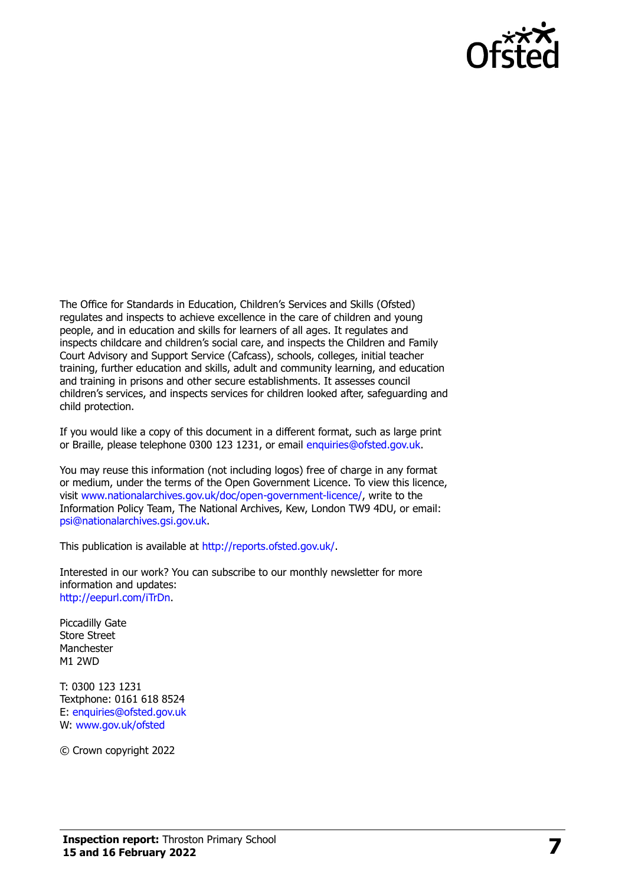The Office for Standards in Education, Children's Services and Skills (Ofsted) regulates and inspects to achieve excellence in the care of children and young people, and in education and skills for learners of all ages. It regulates and inspects childcare and children's social care, and inspects the Children and Family Court Advisory and Support Service (Cafcass), schools, colleges, initial teacher training, further education and skills, adult and community learning, and education and training in prisons and other secure establishments. It assesses council children's services, and inspects services for children looked after, safeguarding and child protection.

If you would like a copy of this document in a different format, such as large print or Braille, please telephone 0300 123 1231, or email enquiries@ofsted.gov.uk.

You may reuse this information (not including logos) free of charge in any format or medium, under the terms of the Open Government Licence. To view this licence, visit www.nationalarchives.gov.uk/doc/open-government-licence/, write to the Information Policy Team, The National Archives, Kew, London TW9 4DU, or email: psi@nationalarchives.gsi.gov.uk.

This publication is available at http://reports.ofsted.gov.uk/.

Interested in our work? You can subscribe to our monthly newsletter for more information and updates:
http://eepurl.com/iTrDn.

Piccadilly Gate
Store Street
Manchester
M1 2WD

T: 0300 123 1231
Textphone: 0161 618 8524
E: enquiries@ofsted.gov.uk
W: www.gov.uk/ofsted

© Crown copyright 2022